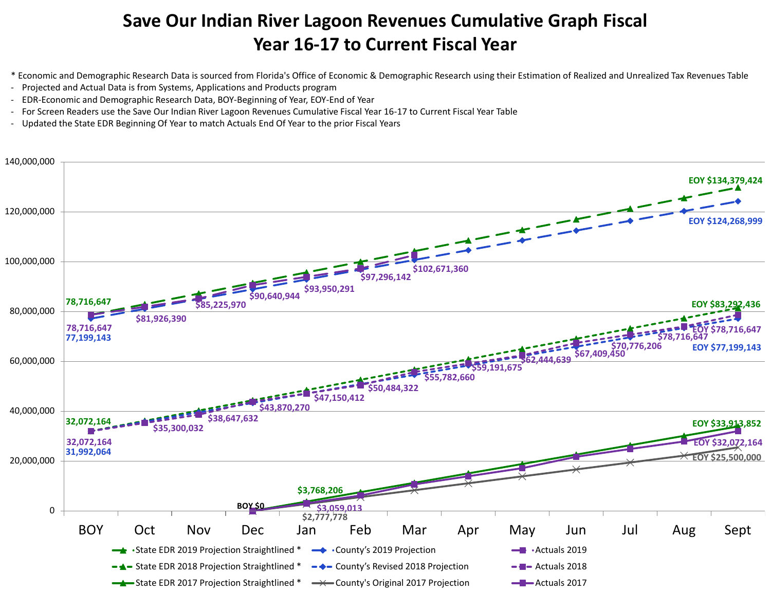# Save Our Indian River Lagoon Revenues Cumulative Graph Fiscal Year 16-17 to Current Fiscal Year

\* Economic and Demographic Research Data is sourced from Florida's Office of Economic & Demographic Research using their Estimation of Realized and Unrealized Tax Revenues Table

- Projected and Actual Data is from Systems, Applications and Products program
- EDR-Economic and Demographic Research Data, BOY-Beginning of Year, EOY-End of Year
- For Screen Readers use the Save Our Indian River Lagoon Revenues Cumulative Fiscal Year 16-17 to Current Fiscal Year Table
- Updated the State EDR Beginning Of Year to match Actuals End Of Year to the prior Fiscal Years

140,000,000
120,000,000
100,000,000
80,000,000
60,000,000
40,000,000
20,000,000
0

BOY Oct Nov Dec Jan Feb Mar Apr May Jun Jul Aug Sept

78,716,647
78,716,647
77,199,143
$81,926,390
$85,225,970
$90,640,944
$93,950,291
$97,296,142
$102,671,360
EOY $134,379,424
EOY $124,268,999

32,072,164
32,072,164
31,992,064
$35,300,032
$38,647,632
$43,870,270
$47,150,412
$50,484,322
$55,782,660
$59,191,675
$62,444,639
$67,409,450
$70,776,206
$78,716,647
EOY $83,292,436
EOY $78,716,647
EOY $77,199,143

BOY $0
$3,768,206
$3,059,013
$2,777,778
EOY $33,913,852
EOY $32,072,164
EOY $25,500,000

- State EDR 2019 Projection Straightlined *
- County's 2019 Projection
- Actuals 2019
- State EDR 2018 Projection Straightlined *
- County's Revised 2018 Projection
- Actuals 2018
- State EDR 2017 Projection Straightlined *
- County's Original 2017 Projection
- Actuals 2017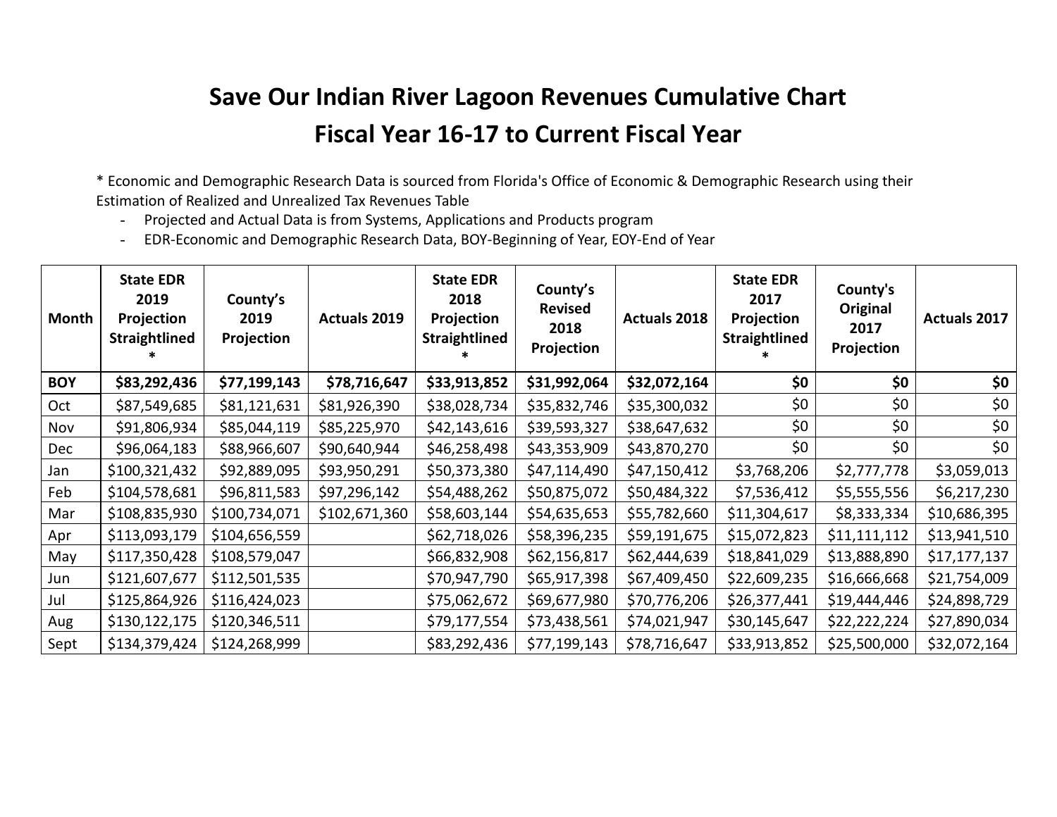# Save Our Indian River Lagoon Revenues Cumulative Chart
# Fiscal Year 16-17 to Current Fiscal Year

* Economic and Demographic Research Data is sourced from Florida's Office of Economic & Demographic Research using their Estimation of Realized and Unrealized Tax Revenues Table

- Projected and Actual Data is from Systems, Applications and Products program
- EDR-Economic and Demographic Research Data, BOY-Beginning of Year, EOY-End of Year

| Month | State EDR 2019 Projection Straightlined * | County's 2019 Projection | Actuals 2019 | State EDR 2018 Projection Straightlined * | County's Revised 2018 Projection | Actuals 2018 | State EDR 2017 Projection Straightlined * | County's Original 2017 Projection | Actuals 2017 |
|---|---|---|---|---|---|---|---|---|---|
| **BOY** | **$83,292,436** | **$77,199,143** | **$78,716,647** | **$33,913,852** | **$31,992,064** | **$32,072,164** | **$0** | **$0** | **$0** |
| Oct | $87,549,685 | $81,121,631 | $81,926,390 | $38,028,734 | $35,832,746 | $35,300,032 | $0 | $0 | $0 |
| Nov | $91,806,934 | $85,044,119 | $85,225,970 | $42,143,616 | $39,593,327 | $38,647,632 | $0 | $0 | $0 |
| Dec | $96,064,183 | $88,966,607 | $90,640,944 | $46,258,498 | $43,353,909 | $43,870,270 | $0 | $0 | $0 |
| Jan | $100,321,432 | $92,889,095 | $93,950,291 | $50,373,380 | $47,114,490 | $47,150,412 | $3,768,206 | $2,777,778 | $3,059,013 |
| Feb | $104,578,681 | $96,811,583 | $97,296,142 | $54,488,262 | $50,875,072 | $50,484,322 | $7,536,412 | $5,555,556 | $6,217,230 |
| Mar | $108,835,930 | $100,734,071 | $102,671,360 | $58,603,144 | $54,635,653 | $55,782,660 | $11,304,617 | $8,333,334 | $10,686,395 |
| Apr | $113,093,179 | $104,656,559 | | $62,718,026 | $58,396,235 | $59,191,675 | $15,072,823 | $11,111,112 | $13,941,510 |
| May | $117,350,428 | $108,579,047 | | $66,832,908 | $62,156,817 | $62,444,639 | $18,841,029 | $13,888,890 | $17,177,137 |
| Jun | $121,607,677 | $112,501,535 | | $70,947,790 | $65,917,398 | $67,409,450 | $22,609,235 | $16,666,668 | $21,754,009 |
| Jul | $125,864,926 | $116,424,023 | | $75,062,672 | $69,677,980 | $70,776,206 | $26,377,441 | $19,444,446 | $24,898,729 |
| Aug | $130,122,175 | $120,346,511 | | $79,177,554 | $73,438,561 | $74,021,947 | $30,145,647 | $22,222,224 | $27,890,034 |
| Sept | $134,379,424 | $124,268,999 | | $83,292,436 | $77,199,143 | $78,716,647 | $33,913,852 | $25,500,000 | $32,072,164 |